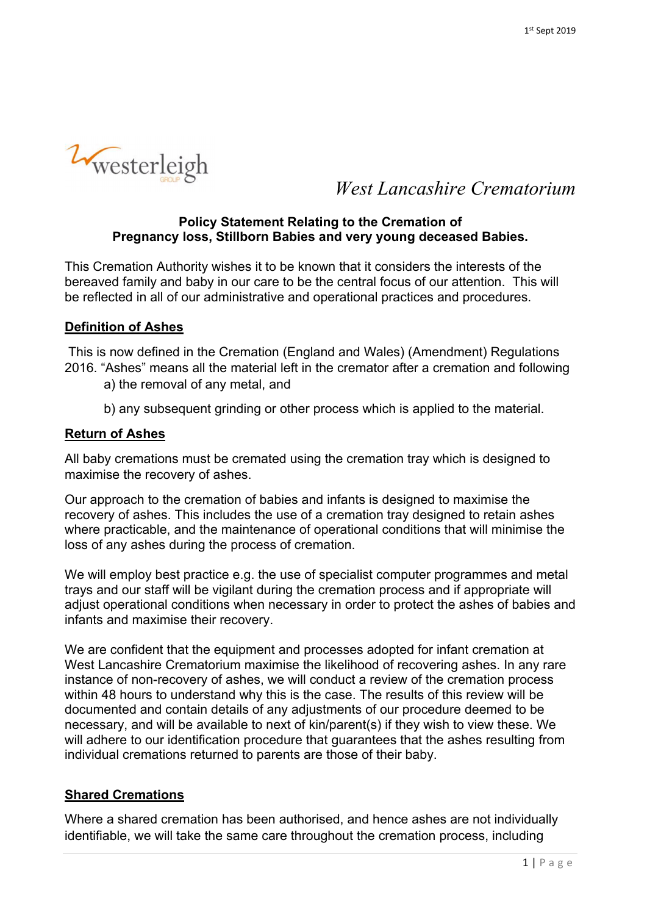1st Sept 2019

westerleigh GROUP

*West Lancashire Crematorium*

**Policy Statement Relating to the Cremation of Pregnancy loss, Stillborn Babies and very young deceased Babies.**

This Cremation Authority wishes it to be known that it considers the interests of the bereaved family and baby in our care to be the central focus of our attention. This will be reflected in all of our administrative and operational practices and procedures.

## Definition of Ashes

This is now defined in the Cremation (England and Wales) (Amendment) Regulations 2016. "Ashes" means all the material left in the cremator after a cremation and following

a) the removal of any metal, and

b) any subsequent grinding or other process which is applied to the material.

## Return of Ashes

All baby cremations must be cremated using the cremation tray which is designed to maximise the recovery of ashes.

Our approach to the cremation of babies and infants is designed to maximise the recovery of ashes. This includes the use of a cremation tray designed to retain ashes where practicable, and the maintenance of operational conditions that will minimise the loss of any ashes during the process of cremation.

We will employ best practice e.g. the use of specialist computer programmes and metal trays and our staff will be vigilant during the cremation process and if appropriate will adjust operational conditions when necessary in order to protect the ashes of babies and infants and maximise their recovery.

We are confident that the equipment and processes adopted for infant cremation at West Lancashire Crematorium maximise the likelihood of recovering ashes. In any rare instance of non-recovery of ashes, we will conduct a review of the cremation process within 48 hours to understand why this is the case. The results of this review will be documented and contain details of any adjustments of our procedure deemed to be necessary, and will be available to next of kin/parent(s) if they wish to view these. We will adhere to our identification procedure that guarantees that the ashes resulting from individual cremations returned to parents are those of their baby.

## Shared Cremations

Where a shared cremation has been authorised, and hence ashes are not individually identifiable, we will take the same care throughout the cremation process, including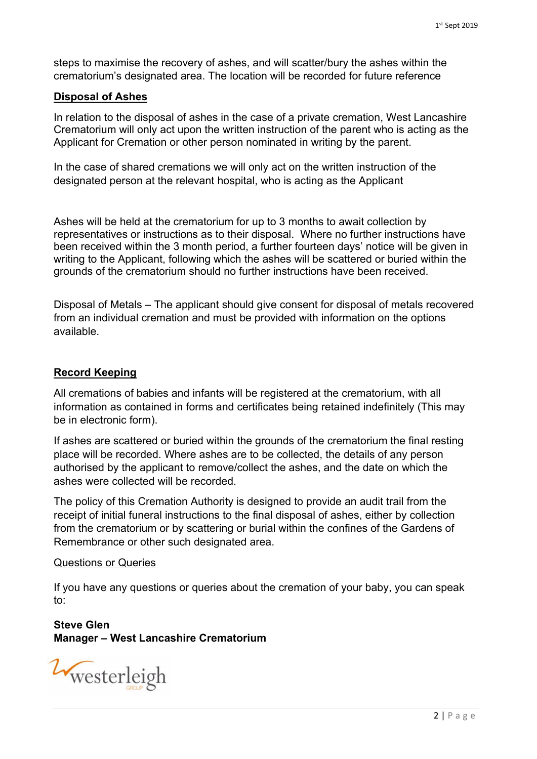steps to maximise the recovery of ashes, and will scatter/bury the ashes within the crematorium's designated area. The location will be recorded for future reference

## Disposal of Ashes

In relation to the disposal of ashes in the case of a private cremation, West Lancashire Crematorium will only act upon the written instruction of the parent who is acting as the Applicant for Cremation or other person nominated in writing by the parent.

In the case of shared cremations we will only act on the written instruction of the designated person at the relevant hospital, who is acting as the Applicant

Ashes will be held at the crematorium for up to 3 months to await collection by representatives or instructions as to their disposal. Where no further instructions have been received within the 3 month period, a further fourteen days' notice will be given in writing to the Applicant, following which the ashes will be scattered or buried within the grounds of the crematorium should no further instructions have been received.

Disposal of Metals – The applicant should give consent for disposal of metals recovered from an individual cremation and must be provided with information on the options available.

## Record Keeping

All cremations of babies and infants will be registered at the crematorium, with all information as contained in forms and certificates being retained indefinitely (This may be in electronic form).

If ashes are scattered or buried within the grounds of the crematorium the final resting place will be recorded. Where ashes are to be collected, the details of any person authorised by the applicant to remove/collect the ashes, and the date on which the ashes were collected will be recorded.

The policy of this Cremation Authority is designed to provide an audit trail from the receipt of initial funeral instructions to the final disposal of ashes, either by collection from the crematorium or by scattering or burial within the confines of the Gardens of Remembrance or other such designated area.

### Questions or Queries

If you have any questions or queries about the cremation of your baby, you can speak to:

**Steve Glen**
**Manager – West Lancashire Crematorium**

westerleigh GROUP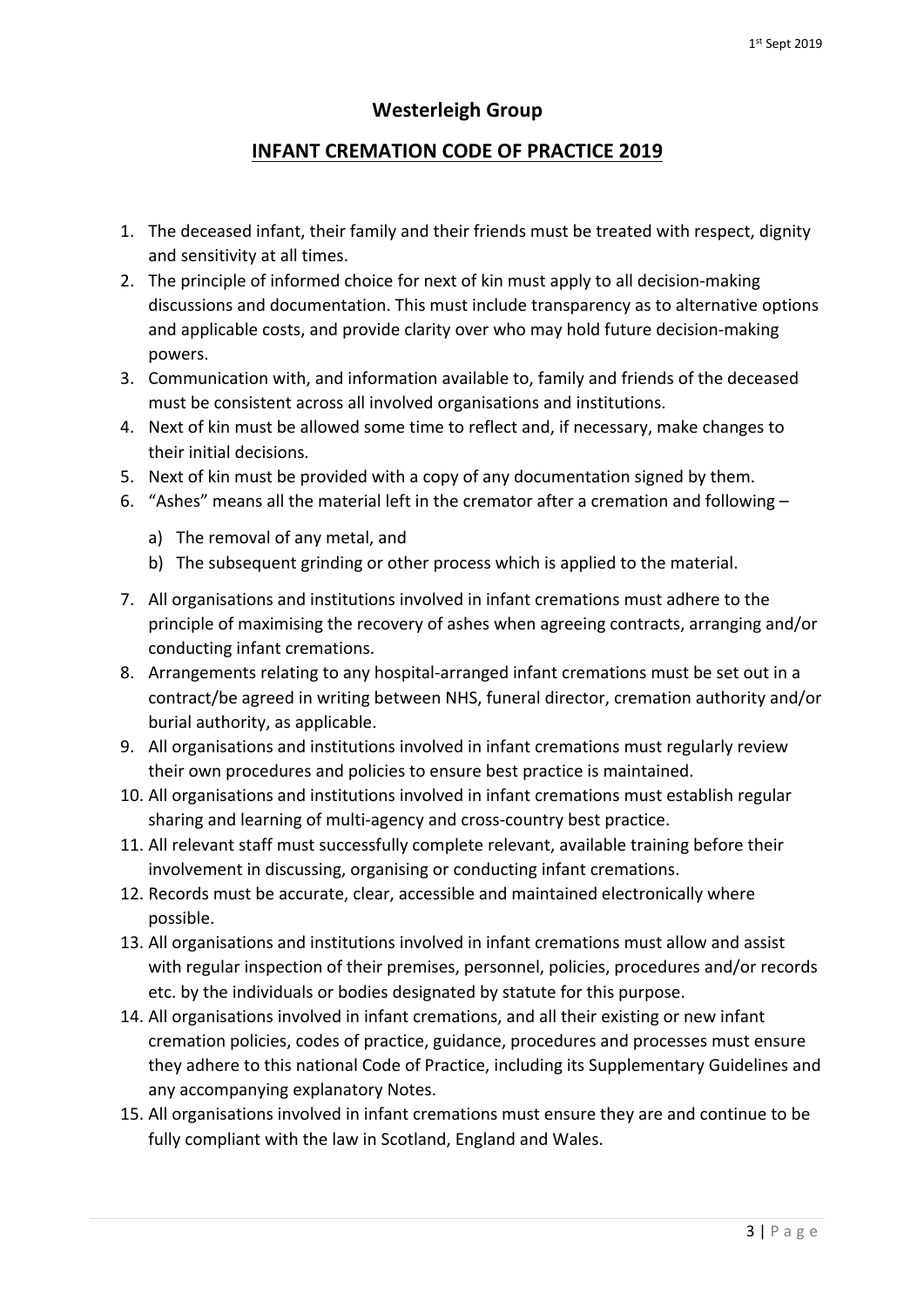# Westerleigh Group

## INFANT CREMATION CODE OF PRACTICE 2019

1. The deceased infant, their family and their friends must be treated with respect, dignity and sensitivity at all times.
2. The principle of informed choice for next of kin must apply to all decision-making discussions and documentation. This must include transparency as to alternative options and applicable costs, and provide clarity over who may hold future decision-making powers.
3. Communication with, and information available to, family and friends of the deceased must be consistent across all involved organisations and institutions.
4. Next of kin must be allowed some time to reflect and, if necessary, make changes to their initial decisions.
5. Next of kin must be provided with a copy of any documentation signed by them.
6. "Ashes" means all the material left in the cremator after a cremation and following –
   a) The removal of any metal, and
   b) The subsequent grinding or other process which is applied to the material.
7. All organisations and institutions involved in infant cremations must adhere to the principle of maximising the recovery of ashes when agreeing contracts, arranging and/or conducting infant cremations.
8. Arrangements relating to any hospital-arranged infant cremations must be set out in a contract/be agreed in writing between NHS, funeral director, cremation authority and/or burial authority, as applicable.
9. All organisations and institutions involved in infant cremations must regularly review their own procedures and policies to ensure best practice is maintained.
10. All organisations and institutions involved in infant cremations must establish regular sharing and learning of multi-agency and cross-country best practice.
11. All relevant staff must successfully complete relevant, available training before their involvement in discussing, organising or conducting infant cremations.
12. Records must be accurate, clear, accessible and maintained electronically where possible.
13. All organisations and institutions involved in infant cremations must allow and assist with regular inspection of their premises, personnel, policies, procedures and/or records etc. by the individuals or bodies designated by statute for this purpose.
14. All organisations involved in infant cremations, and all their existing or new infant cremation policies, codes of practice, guidance, procedures and processes must ensure they adhere to this national Code of Practice, including its Supplementary Guidelines and any accompanying explanatory Notes.
15. All organisations involved in infant cremations must ensure they are and continue to be fully compliant with the law in Scotland, England and Wales.